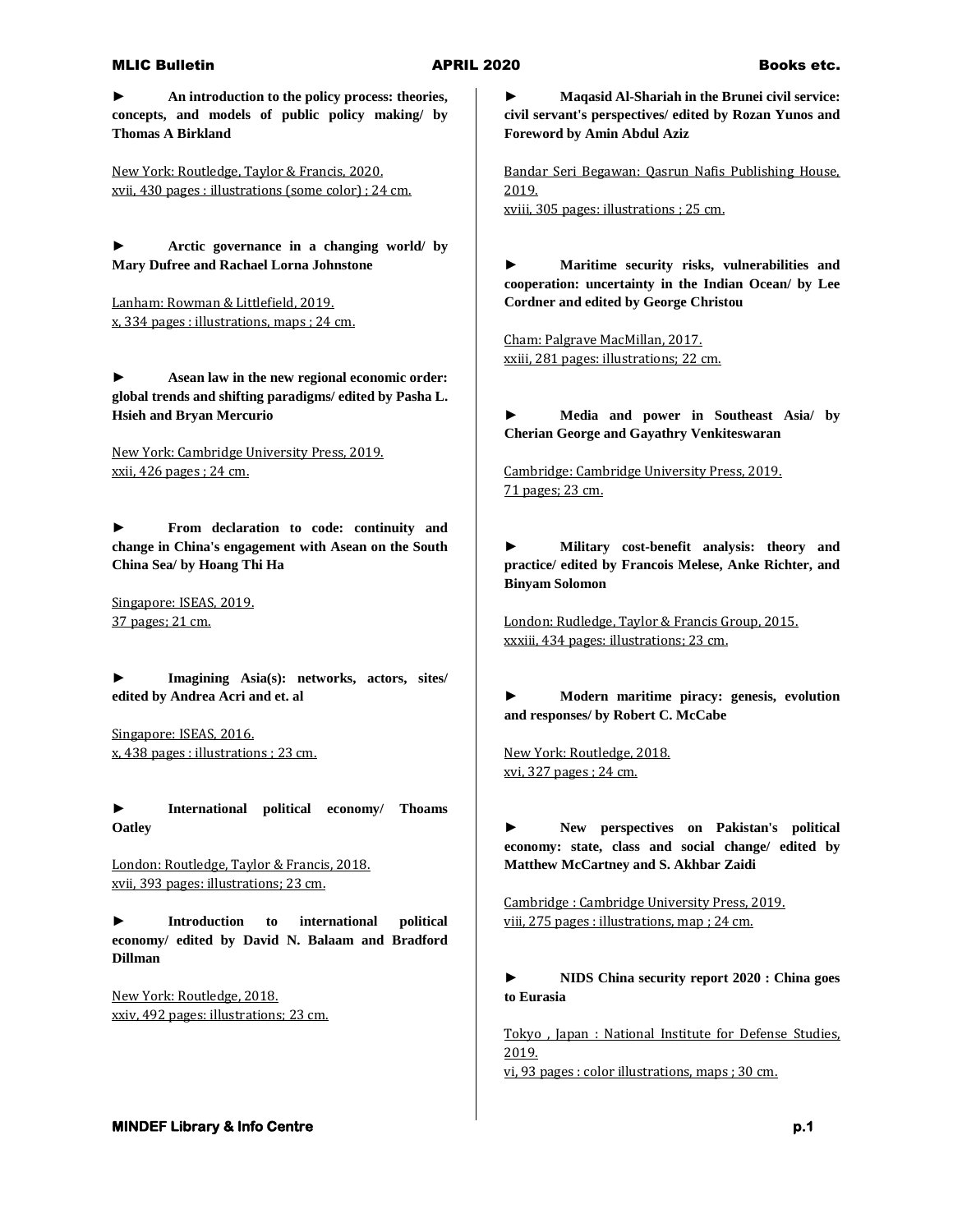► **An introduction to the policy process: theories, concepts, and models of public policy making/ by Thomas A Birkland**

New York: Routledge, Taylor & Francis, 2020.
xvii, 430 pages : illustrations (some color) ; 24 cm.

► **Arctic governance in a changing world/ by Mary Dufree and Rachael Lorna Johnstone**

Lanham: Rowman & Littlefield, 2019.
x, 334 pages : illustrations, maps ; 24 cm.

► **Asean law in the new regional economic order: global trends and shifting paradigms/ edited by Pasha L. Hsieh and Bryan Mercurio**

New York: Cambridge University Press, 2019.
xxii, 426 pages ; 24 cm.

► **From declaration to code: continuity and change in China's engagement with Asean on the South China Sea/ by Hoang Thi Ha**

Singapore: ISEAS, 2019.
37 pages; 21 cm.

► **Imagining Asia(s): networks, actors, sites/ edited by Andrea Acri and et. al**

Singapore: ISEAS, 2016.
x, 438 pages : illustrations ; 23 cm.

► **International political economy/ Thoams Oatley**

London: Routledge, Taylor & Francis, 2018.
xvii, 393 pages: illustrations; 23 cm.

► **Introduction to international political economy/ edited by David N. Balaam and Bradford Dillman**

New York: Routledge, 2018.
xxiv, 492 pages: illustrations; 23 cm.

► **Maqasid Al-Shariah in the Brunei civil service: civil servant's perspectives/ edited by Rozan Yunos and Foreword by Amin Abdul Aziz**

Bandar Seri Begawan: Qasrun Nafis Publishing House, 2019.
xviii, 305 pages: illustrations ; 25 cm.

► **Maritime security risks, vulnerabilities and cooperation: uncertainty in the Indian Ocean/ by Lee Cordner and edited by George Christou**

Cham: Palgrave MacMillan, 2017.
xxiii, 281 pages: illustrations; 22 cm.

► **Media and power in Southeast Asia/ by Cherian George and Gayathry Venkiteswaran**

Cambridge: Cambridge University Press, 2019.
71 pages; 23 cm.

► **Military cost-benefit analysis: theory and practice/ edited by Francois Melese, Anke Richter, and Binyam Solomon**

London: Rudledge, Taylor & Francis Group, 2015.
xxxiii, 434 pages: illustrations; 23 cm.

► **Modern maritime piracy: genesis, evolution and responses/ by Robert C. McCabe**

New York: Routledge, 2018.
xvi, 327 pages ; 24 cm.

► **New perspectives on Pakistan's political economy: state, class and social change/ edited by Matthew McCartney and S. Akhbar Zaidi**

Cambridge : Cambridge University Press, 2019.
viii, 275 pages : illustrations, map ; 24 cm.

► **NIDS China security report 2020 : China goes to Eurasia**

Tokyo , Japan : National Institute for Defense Studies, 2019.
vi, 93 pages : color illustrations, maps ; 30 cm.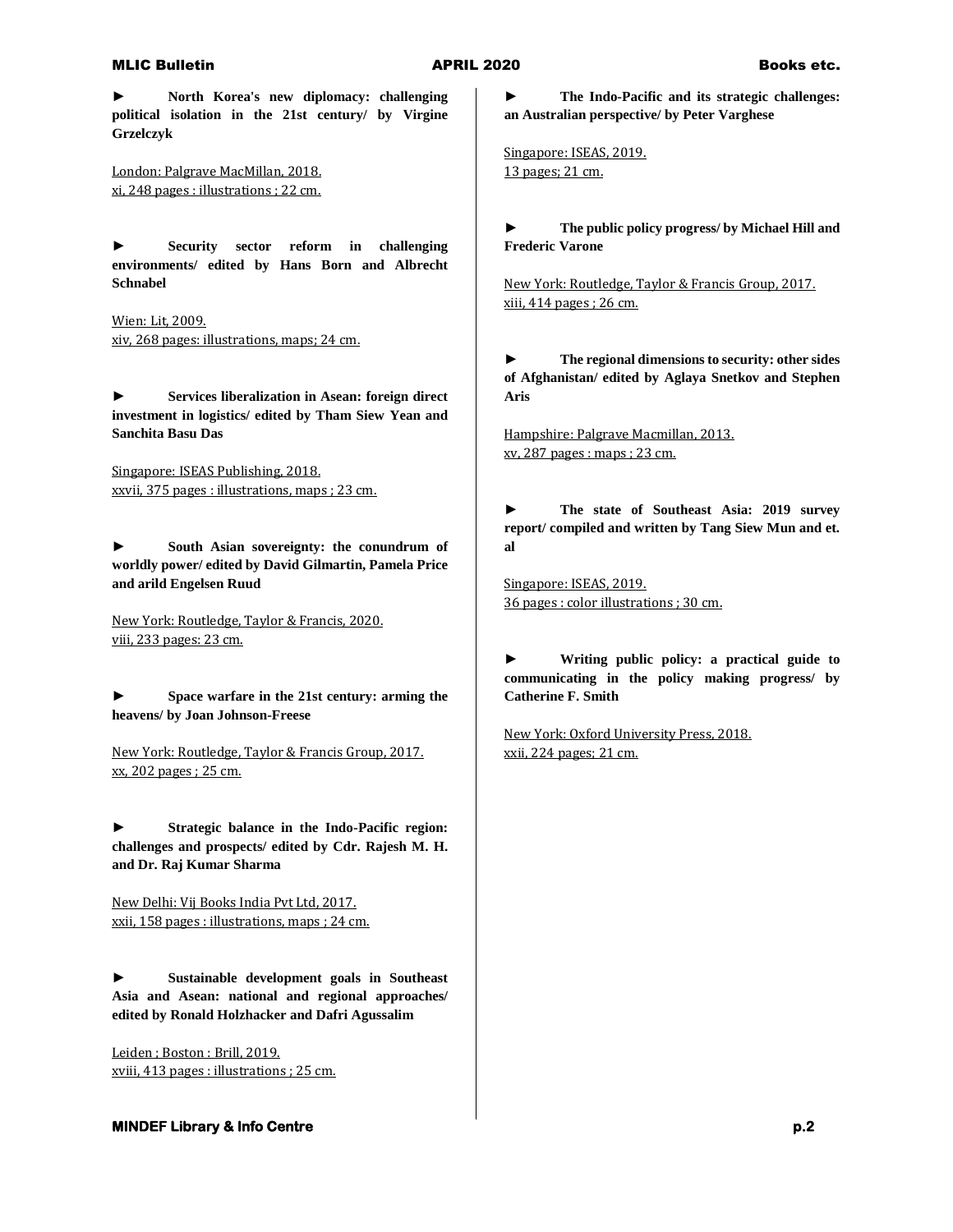► **North Korea's new diplomacy: challenging political isolation in the 21st century/ by Virgine Grzelczyk**

London: Palgrave MacMillan, 2018.
xi, 248 pages : illustrations ; 22 cm.

► **Security sector reform in challenging environments/ edited by Hans Born and Albrecht Schnabel**

Wien: Lit, 2009.
xiv, 268 pages: illustrations, maps; 24 cm.

► **Services liberalization in Asean: foreign direct investment in logistics/ edited by Tham Siew Yean and Sanchita Basu Das**

Singapore: ISEAS Publishing, 2018.
xxvii, 375 pages : illustrations, maps ; 23 cm.

► **South Asian sovereignty: the conundrum of worldly power/ edited by David Gilmartin, Pamela Price and arild Engelsen Ruud**

New York: Routledge, Taylor & Francis, 2020.
viii, 233 pages: 23 cm.

► **Space warfare in the 21st century: arming the heavens/ by Joan Johnson-Freese**

New York: Routledge, Taylor & Francis Group, 2017.
xx, 202 pages ; 25 cm.

► **Strategic balance in the Indo-Pacific region: challenges and prospects/ edited by Cdr. Rajesh M. H. and Dr. Raj Kumar Sharma**

New Delhi: Vij Books India Pvt Ltd, 2017.
xxii, 158 pages : illustrations, maps ; 24 cm.

► **Sustainable development goals in Southeast Asia and Asean: national and regional approaches/ edited by Ronald Holzhacker and Dafri Agussalim**

Leiden ; Boston : Brill, 2019.
xviii, 413 pages : illustrations ; 25 cm.

► **The Indo-Pacific and its strategic challenges: an Australian perspective/ by Peter Varghese**

Singapore: ISEAS, 2019.
13 pages; 21 cm.

► **The public policy progress/ by Michael Hill and Frederic Varone**

New York: Routledge, Taylor & Francis Group, 2017.
xiii, 414 pages ; 26 cm.

► **The regional dimensions to security: other sides of Afghanistan/ edited by Aglaya Snetkov and Stephen Aris**

Hampshire: Palgrave Macmillan, 2013.
xv, 287 pages : maps ; 23 cm.

► **The state of Southeast Asia: 2019 survey report/ compiled and written by Tang Siew Mun and et. al**

Singapore: ISEAS, 2019.
36 pages : color illustrations ; 30 cm.

► **Writing public policy: a practical guide to communicating in the policy making progress/ by Catherine F. Smith**

New York: Oxford University Press, 2018.
xxii, 224 pages; 21 cm.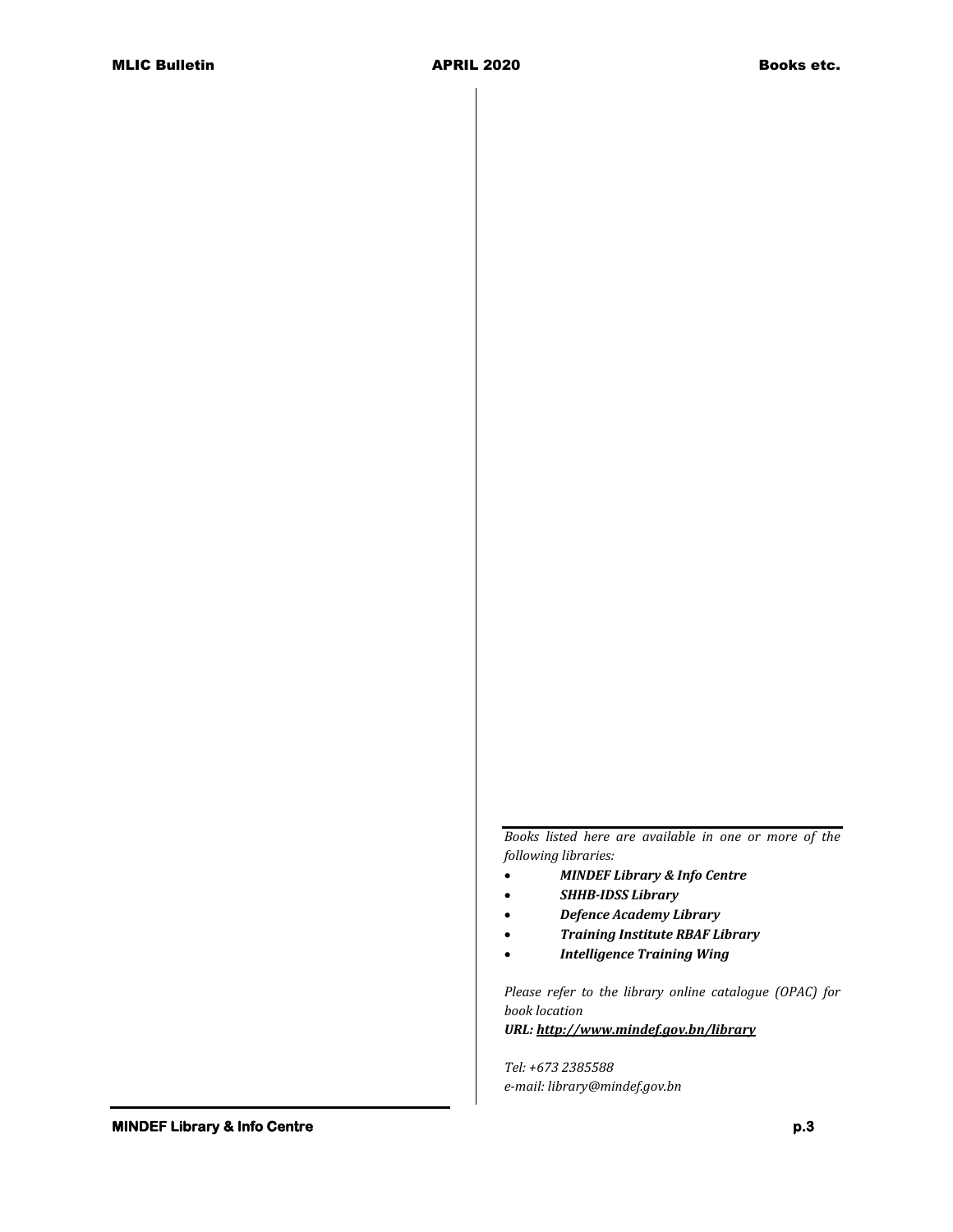*Books listed here are available in one or more of the following libraries:*

- ***MINDEF Library & Info Centre***
- ***SHHB-IDSS Library***
- ***Defence Academy Library***
- ***Training Institute RBAF Library***
- ***Intelligence Training Wing***

*Please refer to the library online catalogue (OPAC) for book location*
***URL: http://www.mindef.gov.bn/library***

*Tel: +673 2385588*
*e-mail: library@mindef.gov.bn*